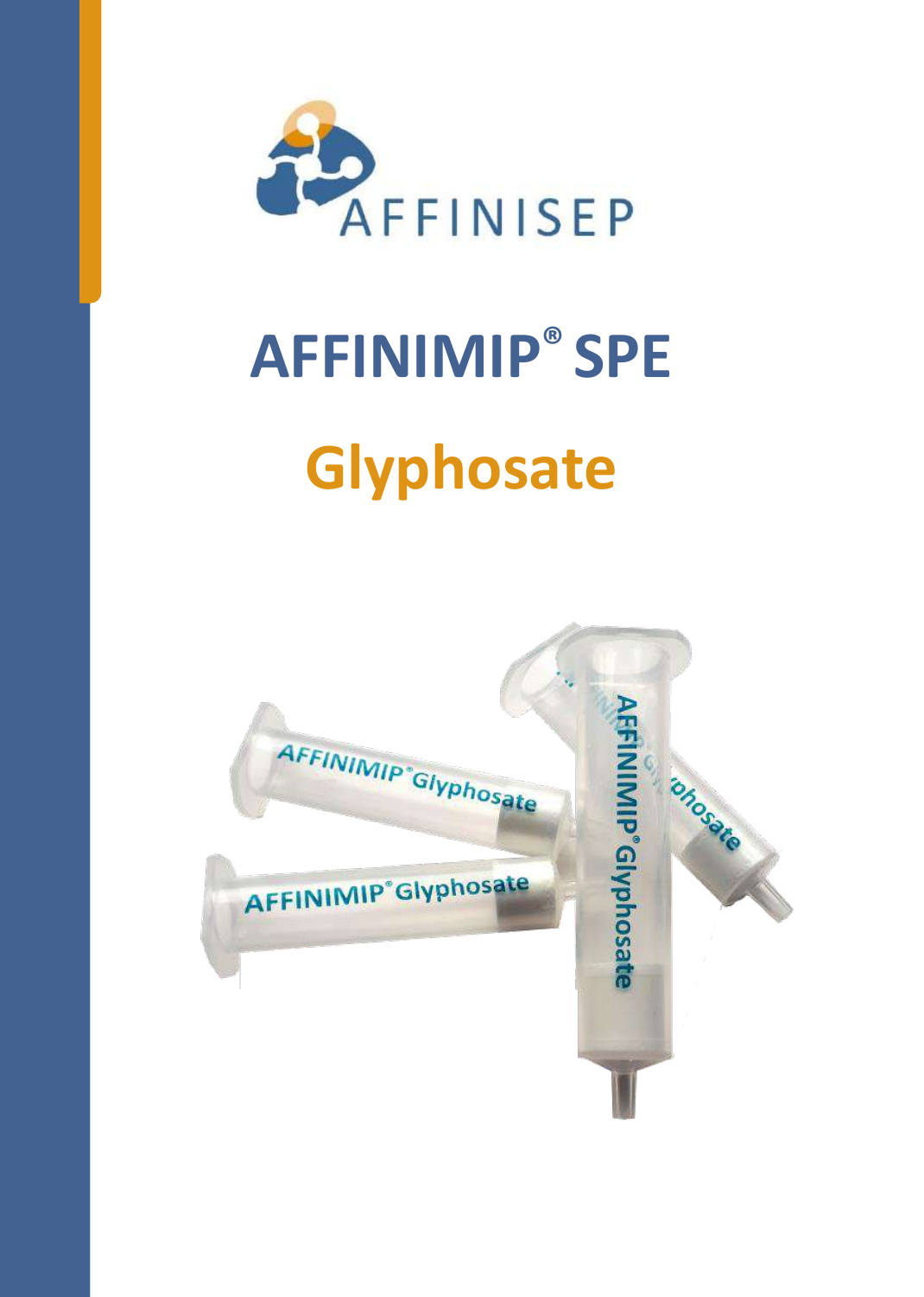AFFINISEP

# AFFINIMIP® SPE

# Glyphosate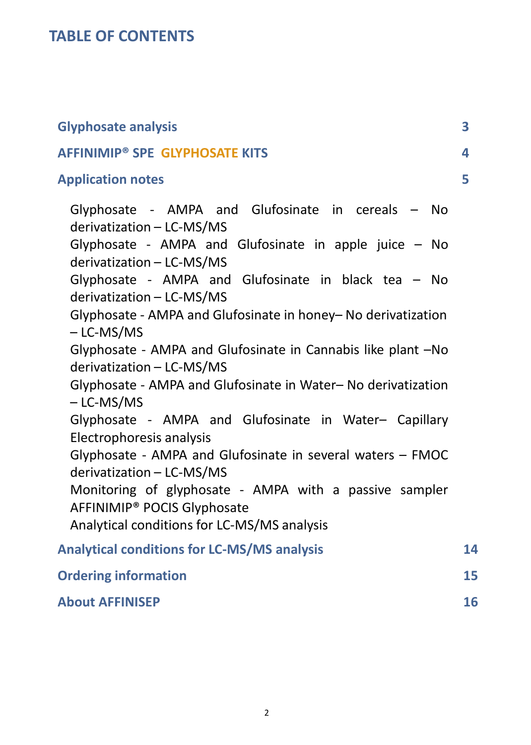# TABLE OF CONTENTS

| | |
|---|---|
| **Glyphosate analysis** | **3** |
| **AFFINIMIP® SPE GLYPHOSATE KITS** | **4** |
| **Application notes** | **5** |
| Glyphosate - AMPA and Glufosinate in cereals – No derivatization – LC-MS/MS | |
| Glyphosate - AMPA and Glufosinate in apple juice – No derivatization – LC-MS/MS | |
| Glyphosate - AMPA and Glufosinate in black tea – No derivatization – LC-MS/MS | |
| Glyphosate - AMPA and Glufosinate in honey– No derivatization – LC-MS/MS | |
| Glyphosate - AMPA and Glufosinate in Cannabis like plant –No derivatization – LC-MS/MS | |
| Glyphosate - AMPA and Glufosinate in Water– No derivatization – LC-MS/MS | |
| Glyphosate - AMPA and Glufosinate in Water– Capillary Electrophoresis analysis | |
| Glyphosate - AMPA and Glufosinate in several waters – FMOC derivatization – LC-MS/MS | |
| Monitoring of glyphosate - AMPA with a passive sampler AFFINIMIP® POCIS Glyphosate | |
| Analytical conditions for LC-MS/MS analysis | |
| **Analytical conditions for LC-MS/MS analysis** | **14** |
| **Ordering information** | **15** |
| **About AFFINISEP** | **16** |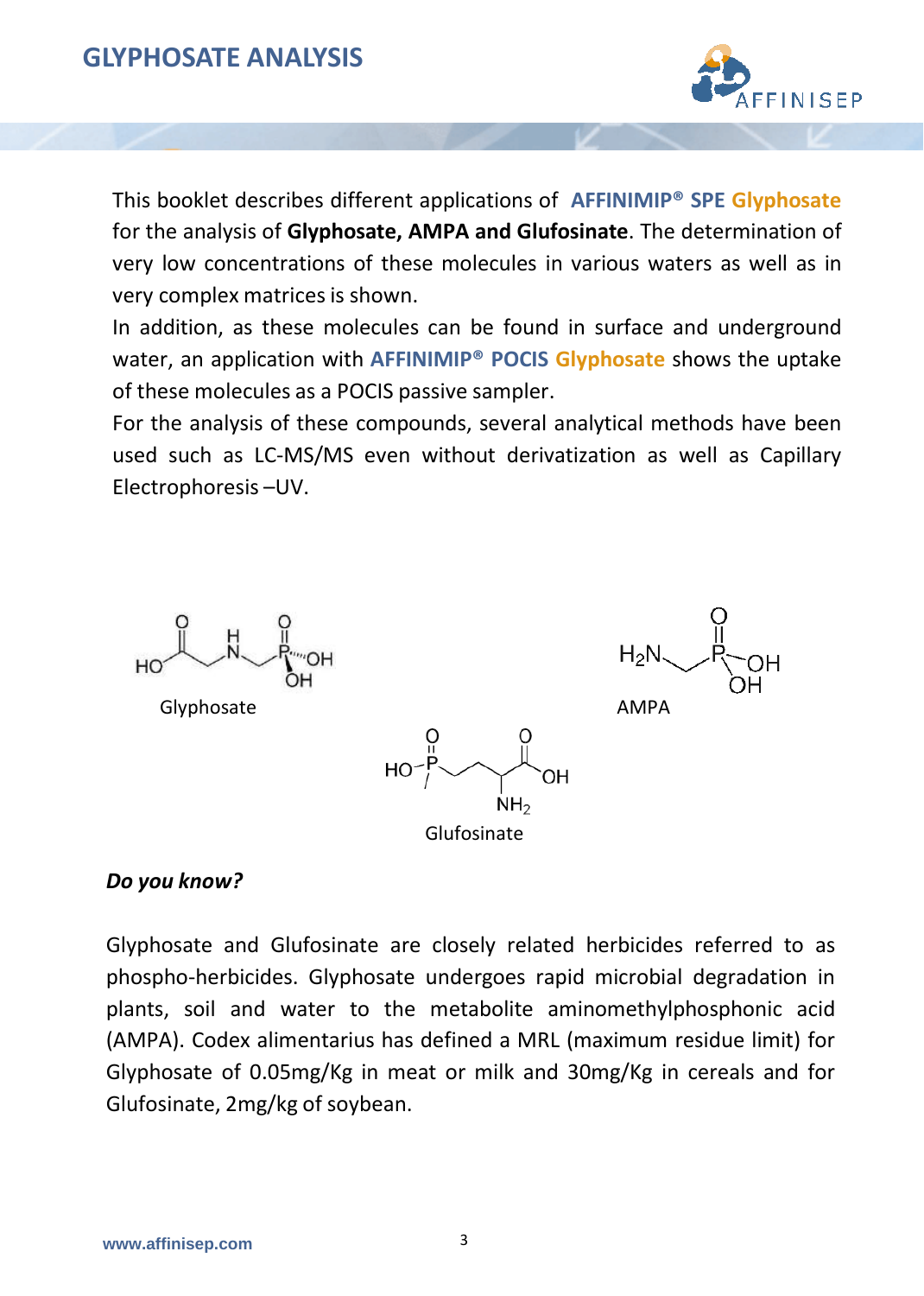This booklet describes different applications of **AFFINIMIP® SPE Glyphosate** for the analysis of **Glyphosate, AMPA and Glufosinate**. The determination of very low concentrations of these molecules in various waters as well as in very complex matrices is shown.

In addition, as these molecules can be found in surface and underground water, an application with **AFFINIMIP® POCIS Glyphosate** shows the uptake of these molecules as a POCIS passive sampler.

For the analysis of these compounds, several analytical methods have been used such as LC-MS/MS even without derivatization as well as Capillary Electrophoresis –UV.

Glyphosate

AMPA

Glufosinate

***Do you know?***

Glyphosate and Glufosinate are closely related herbicides referred to as phospho-herbicides. Glyphosate undergoes rapid microbial degradation in plants, soil and water to the metabolite aminomethylphosphonic acid (AMPA). Codex alimentarius has defined a MRL (maximum residue limit) for Glyphosate of 0.05mg/Kg in meat or milk and 30mg/Kg in cereals and for Glufosinate, 2mg/kg of soybean.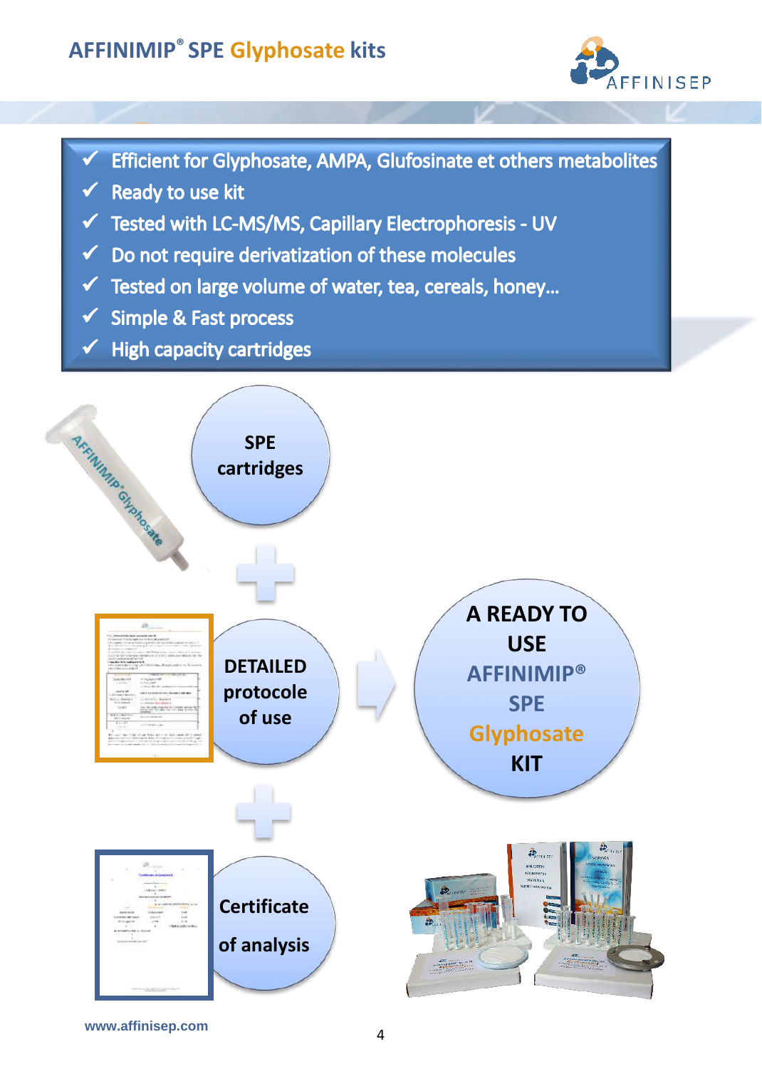# AFFINIMIP® SPE Glyphosate kits

- ✓ Efficient for Glyphosate, AMPA, Glufosinate et others metabolites
- ✓ Ready to use kit
- ✓ Tested with LC-MS/MS, Capillary Electrophoresis - UV
- ✓ Do not require derivatization of these molecules
- ✓ Tested on large volume of water, tea, cereals, honey…
- ✓ Simple & Fast process
- ✓ High capacity cartridges

SPE cartridges

+

DETAILED protocole of use

+

Certificate of analysis

A READY TO USE AFFINIMIP® SPE Glyphosate KIT

www.affinisep.com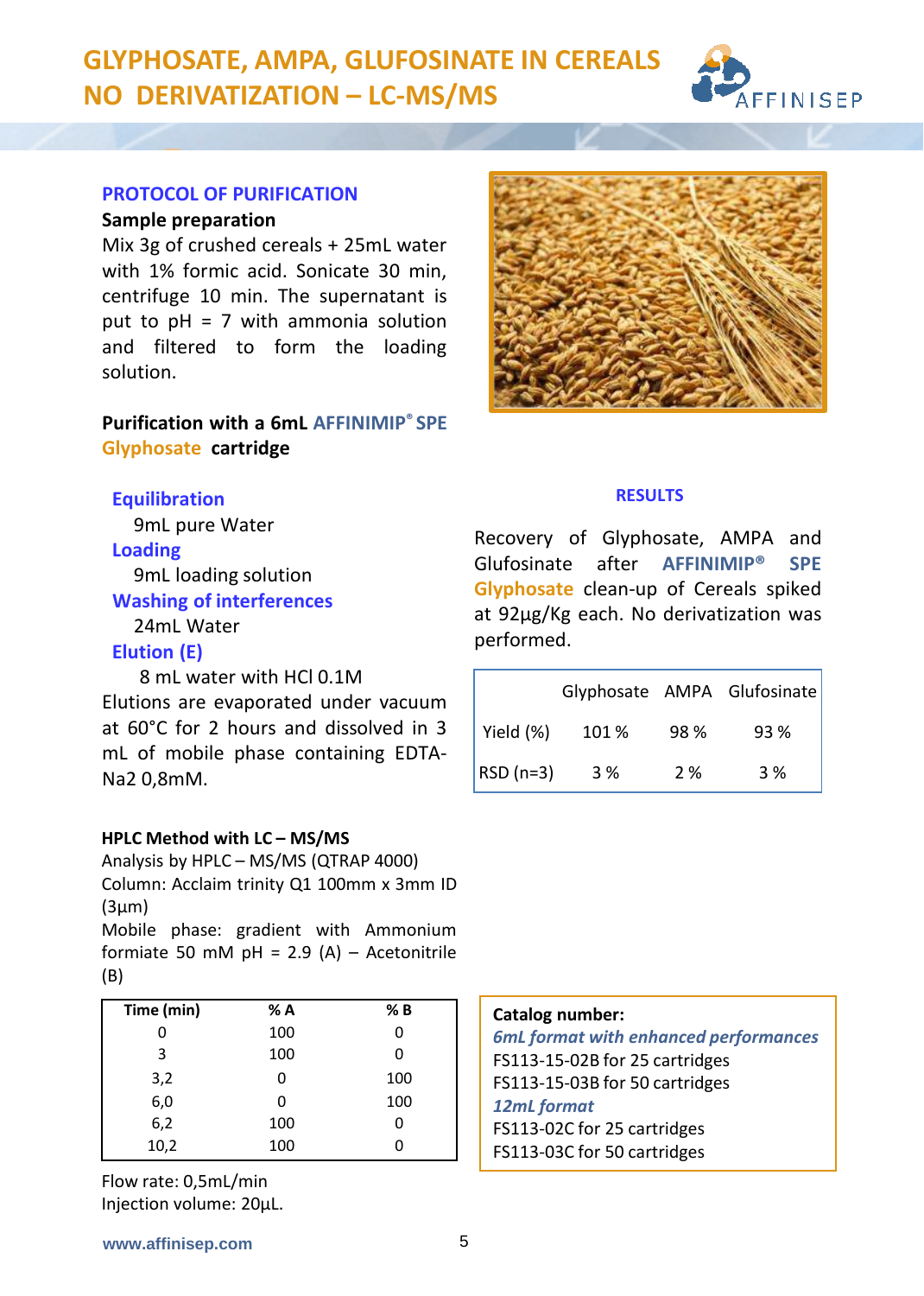# GLYPHOSATE, AMPA, GLUFOSINATE IN CEREALS NO DERIVATIZATION – LC-MS/MS

## PROTOCOL OF PURIFICATION

**Sample preparation**

Mix 3g of crushed cereals + 25mL water with 1% formic acid. Sonicate 30 min, centrifuge 10 min. The supernatant is put to pH = 7 with ammonia solution and filtered to form the loading solution.

**Purification with a 6mL AFFINIMIP® SPE Glyphosate cartridge**

**Equilibration**
9mL pure Water

**Loading**
9mL loading solution

**Washing of interferences**
24mL Water

**Elution (E)**
8 mL water with HCl 0.1M

Elutions are evaporated under vacuum at 60°C for 2 hours and dissolved in 3 mL of mobile phase containing EDTA-Na2 0,8mM.

**HPLC Method with LC – MS/MS**

Analysis by HPLC – MS/MS (QTRAP 4000)
Column: Acclaim trinity Q1 100mm x 3mm ID (3µm)
Mobile phase: gradient with Ammonium formiate 50 mM pH = 2.9 (A) – Acetonitrile (B)

| Time (min) | % A | % B |
|---|---|---|
| 0 | 100 | 0 |
| 3 | 100 | 0 |
| 3,2 | 0 | 100 |
| 6,0 | 0 | 100 |
| 6,2 | 100 | 0 |
| 10,2 | 100 | 0 |

Flow rate: 0,5mL/min
Injection volume: 20µL.

## RESULTS

Recovery of Glyphosate, AMPA and Glufosinate after AFFINIMIP® SPE Glyphosate clean-up of Cereals spiked at 92µg/Kg each. No derivatization was performed.

| | Glyphosate | AMPA | Glufosinate |
|---|---|---|---|
| Yield (%) | 101 % | 98 % | 93 % |
| RSD (n=3) | 3 % | 2 % | 3 % |

**Catalog number:**

*6mL format with enhanced performances*
FS113-15-02B for 25 cartridges
FS113-15-03B for 50 cartridges

*12mL format*
FS113-02C for 25 cartridges
FS113-03C for 50 cartridges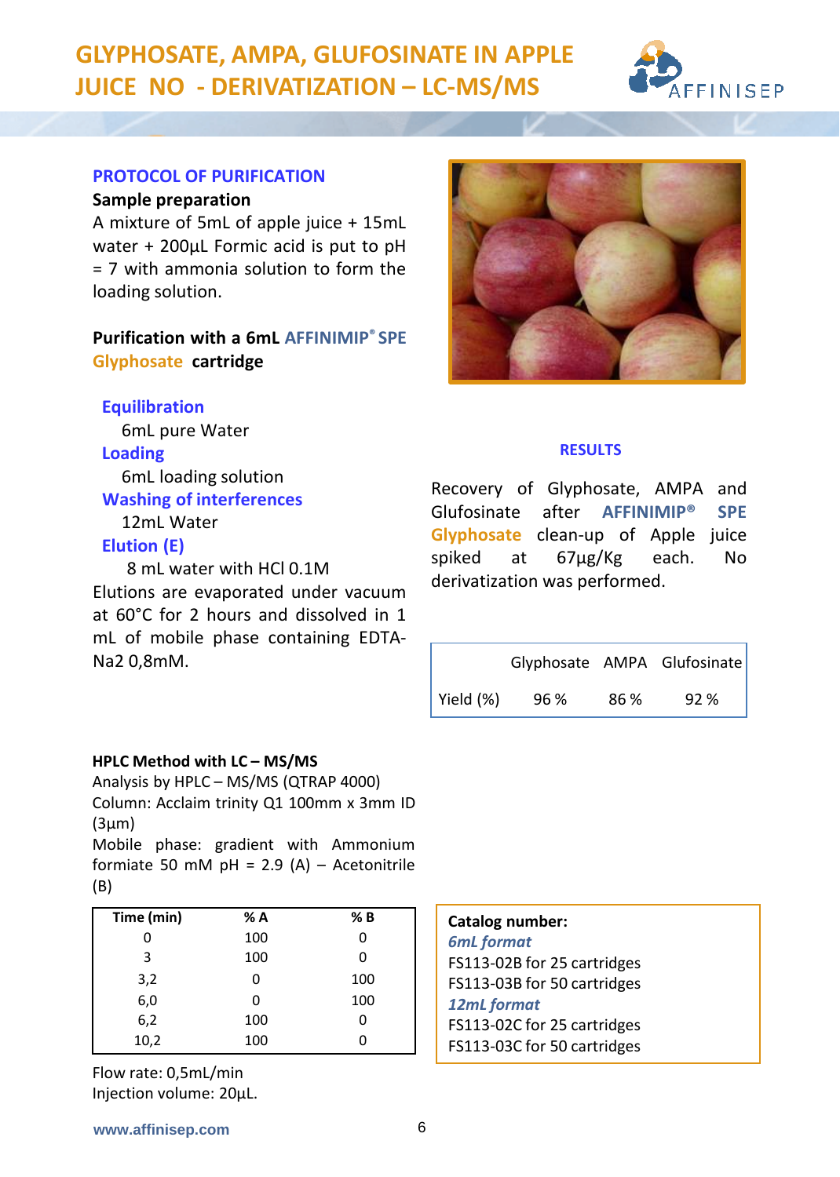# GLYPHOSATE, AMPA, GLUFOSINATE IN APPLE JUICE NO - DERIVATIZATION – LC-MS/MS

## PROTOCOL OF PURIFICATION

**Sample preparation**

A mixture of 5mL of apple juice + 15mL water + 200µL Formic acid is put to pH = 7 with ammonia solution to form the loading solution.

**Purification with a 6mL AFFINIMIP® SPE Glyphosate cartridge**

**Equilibration**
6mL pure Water

**Loading**
6mL loading solution

**Washing of interferences**
12mL Water

**Elution (E)**
8 mL water with HCl 0.1M

Elutions are evaporated under vacuum at 60°C for 2 hours and dissolved in 1 mL of mobile phase containing EDTA-Na2 0,8mM.

## RESULTS

Recovery of Glyphosate, AMPA and Glufosinate after AFFINIMIP® SPE Glyphosate clean-up of Apple juice spiked at 67µg/Kg each. No derivatization was performed.

| | Glyphosate | AMPA | Glufosinate |
|---|---|---|---|
| Yield (%) | 96 % | 86 % | 92 % |

**HPLC Method with LC – MS/MS**

Analysis by HPLC – MS/MS (QTRAP 4000)

Column: Acclaim trinity Q1 100mm x 3mm ID (3µm)

Mobile phase: gradient with Ammonium formiate 50 mM pH = 2.9 (A) – Acetonitrile (B)

| Time (min) | % A | % B |
|---|---|---|
| 0 | 100 | 0 |
| 3 | 100 | 0 |
| 3,2 | 0 | 100 |
| 6,0 | 0 | 100 |
| 6,2 | 100 | 0 |
| 10,2 | 100 | 0 |

Flow rate: 0,5mL/min

Injection volume: 20µL.

**Catalog number:**

*6mL format*

FS113-02B for 25 cartridges

FS113-03B for 50 cartridges

*12mL format*

FS113-02C for 25 cartridges

FS113-03C for 50 cartridges

www.affinisep.com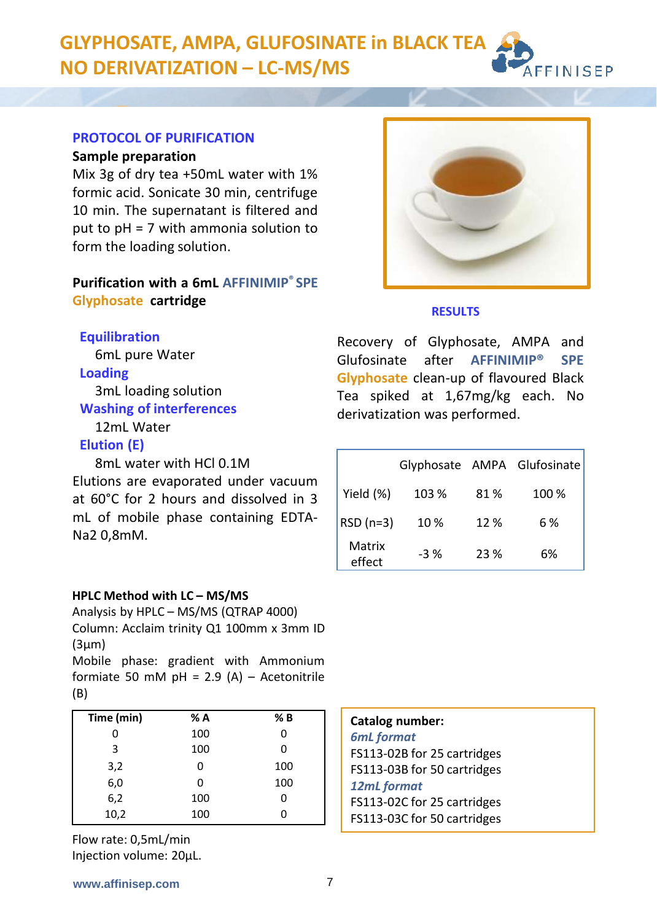# GLYPHOSATE, AMPA, GLUFOSINATE in BLACK TEA
# NO DERIVATIZATION – LC-MS/MS

## PROTOCOL OF PURIFICATION

**Sample preparation**

Mix 3g of dry tea +50mL water with 1% formic acid. Sonicate 30 min, centrifuge 10 min. The supernatant is filtered and put to pH = 7 with ammonia solution to form the loading solution.

**Purification with a 6mL AFFINIMIP® SPE Glyphosate cartridge**

**Equilibration**
6mL pure Water

**Loading**
3mL loading solution

**Washing of interferences**
12mL Water

**Elution (E)**
8mL water with HCl 0.1M

Elutions are evaporated under vacuum at 60°C for 2 hours and dissolved in 3 mL of mobile phase containing EDTA-Na2 0,8mM.

### HPLC Method with LC – MS/MS

Analysis by HPLC – MS/MS (QTRAP 4000)
Column: Acclaim trinity Q1 100mm x 3mm ID (3µm)
Mobile phase: gradient with Ammonium formiate 50 mM pH = 2.9 (A) – Acetonitrile (B)

| Time (min) | % A | % B |
|---|---|---|
| 0 | 100 | 0 |
| 3 | 100 | 0 |
| 3,2 | 0 | 100 |
| 6,0 | 0 | 100 |
| 6,2 | 100 | 0 |
| 10,2 | 100 | 0 |

Flow rate: 0,5mL/min
Injection volume: 20µL.

## RESULTS

Recovery of Glyphosate, AMPA and Glufosinate after **AFFINIMIP® SPE Glyphosate** clean-up of flavoured Black Tea spiked at 1,67mg/kg each. No derivatization was performed.

| | Glyphosate | AMPA | Glufosinate |
|---|---|---|---|
| Yield (%) | 103 % | 81 % | 100 % |
| RSD (n=3) | 10 % | 12 % | 6 % |
| Matrix effect | -3 % | 23 % | 6% |

**Catalog number:**

*6mL format*
FS113-02B for 25 cartridges
FS113-03B for 50 cartridges

*12mL format*
FS113-02C for 25 cartridges
FS113-03C for 50 cartridges

www.affinisep.com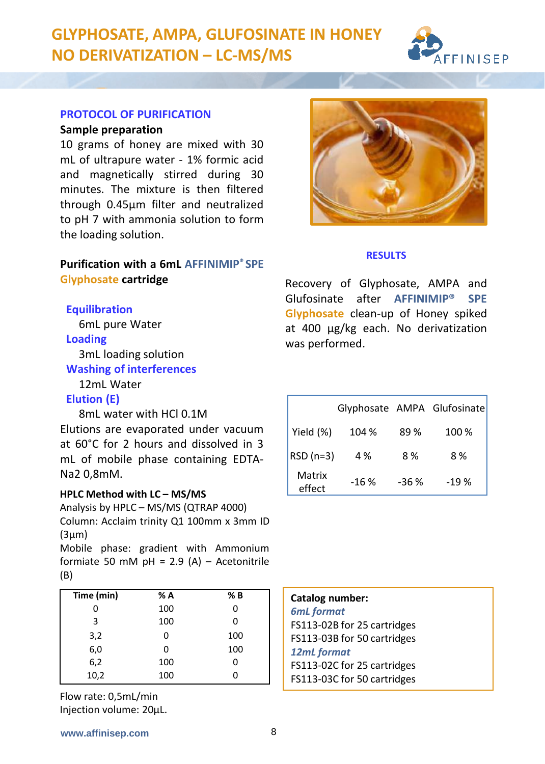# GLYPHOSATE, AMPA, GLUFOSINATE IN HONEY NO DERIVATIZATION – LC-MS/MS

## PROTOCOL OF PURIFICATION

**Sample preparation**

10 grams of honey are mixed with 30 mL of ultrapure water - 1% formic acid and magnetically stirred during 30 minutes. The mixture is then filtered through 0.45µm filter and neutralized to pH 7 with ammonia solution to form the loading solution.

**Purification with a 6mL AFFINIMIP® SPE Glyphosate cartridge**

**Equilibration**
6mL pure Water

**Loading**
3mL loading solution

**Washing of interferences**
12mL Water

**Elution (E)**
8mL water with HCl 0.1M

Elutions are evaporated under vacuum at 60°C for 2 hours and dissolved in 3 mL of mobile phase containing EDTA-Na2 0,8mM.

**HPLC Method with LC – MS/MS**

Analysis by HPLC – MS/MS (QTRAP 4000)
Column: Acclaim trinity Q1 100mm x 3mm ID (3µm)
Mobile phase: gradient with Ammonium formiate 50 mM pH = 2.9 (A) – Acetonitrile (B)

| Time (min) | % A | % B |
|---|---|---|
| 0 | 100 | 0 |
| 3 | 100 | 0 |
| 3,2 | 0 | 100 |
| 6,0 | 0 | 100 |
| 6,2 | 100 | 0 |
| 10,2 | 100 | 0 |

Flow rate: 0,5mL/min
Injection volume: 20µL.

## RESULTS

Recovery of Glyphosate, AMPA and Glufosinate after AFFINIMIP® SPE Glyphosate clean-up of Honey spiked at 400 µg/kg each. No derivatization was performed.

| | Glyphosate | AMPA | Glufosinate |
|---|---|---|---|
| Yield (%) | 104 % | 89 % | 100 % |
| RSD (n=3) | 4 % | 8 % | 8 % |
| Matrix effect | -16 % | -36 % | -19 % |

**Catalog number:**

*6mL format*
FS113-02B for 25 cartridges
FS113-03B for 50 cartridges

*12mL format*
FS113-02C for 25 cartridges
FS113-03C for 50 cartridges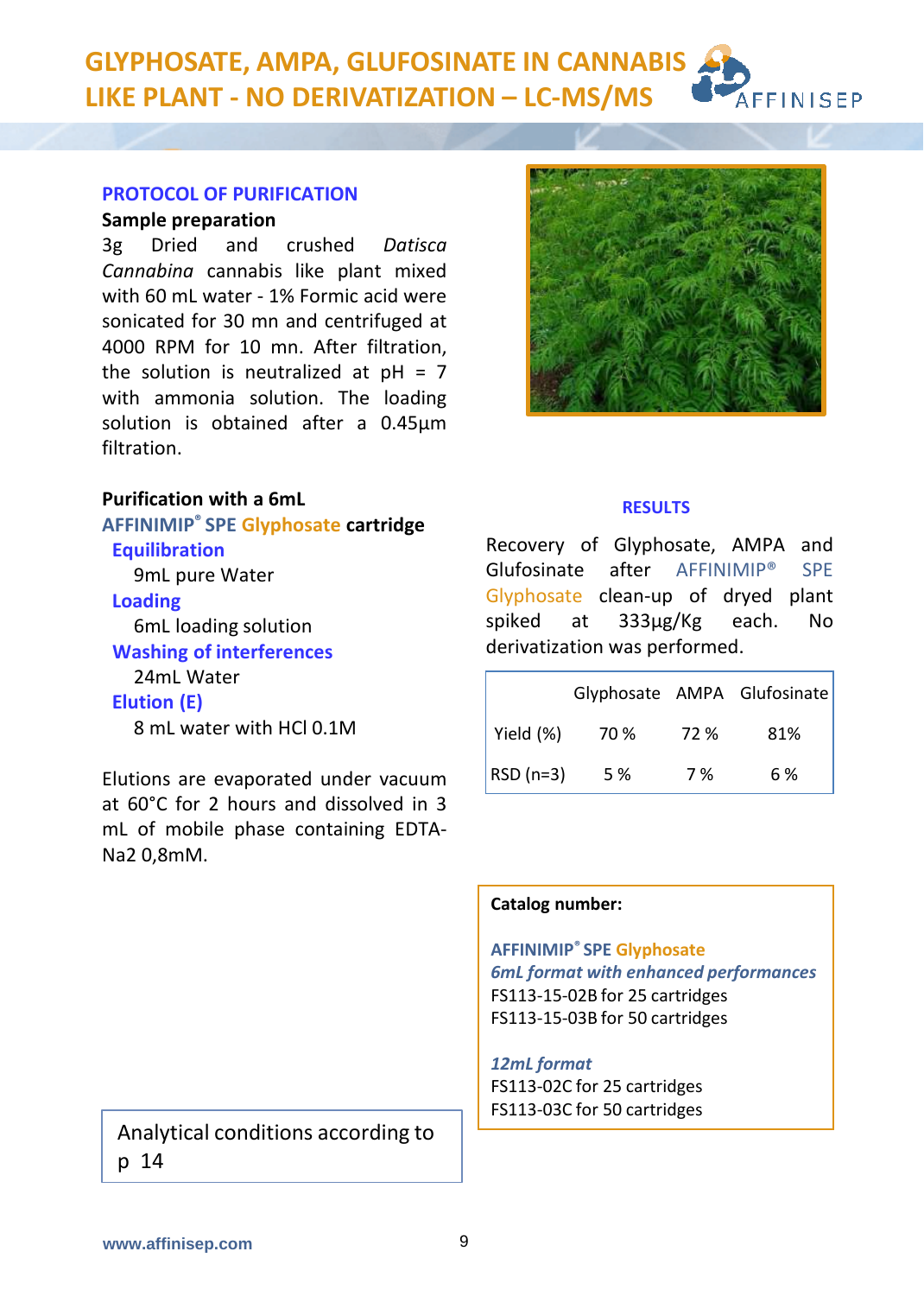# GLYPHOSATE, AMPA, GLUFOSINATE IN CANNABIS LIKE PLANT - NO DERIVATIZATION – LC-MS/MS

## PROTOCOL OF PURIFICATION

**Sample preparation**

3g Dried and crushed *Datisca Cannabina* cannabis like plant mixed with 60 mL water - 1% Formic acid were sonicated for 30 mn and centrifuged at 4000 RPM for 10 mn. After filtration, the solution is neutralized at pH = 7 with ammonia solution. The loading solution is obtained after a 0.45µm filtration.

**Purification with a 6mL AFFINIMIP® SPE Glyphosate cartridge**

**Equilibration**
9mL pure Water

**Loading**
6mL loading solution

**Washing of interferences**
24mL Water

**Elution (E)**
8 mL water with HCl 0.1M

Elutions are evaporated under vacuum at 60°C for 2 hours and dissolved in 3 mL of mobile phase containing EDTA-Na2 0,8mM.

Analytical conditions according to p 14

## RESULTS

Recovery of Glyphosate, AMPA and Glufosinate after AFFINIMIP® SPE Glyphosate clean-up of dryed plant spiked at 333µg/Kg each. No derivatization was performed.

| | Glyphosate | AMPA | Glufosinate |
|---|---|---|---|
| Yield (%) | 70 % | 72 % | 81% |
| RSD (n=3) | 5 % | 7 % | 6 % |

**Catalog number:**

**AFFINIMIP® SPE Glyphosate**
***6mL format with enhanced performances***
FS113-15-02B for 25 cartridges
FS113-15-03B for 50 cartridges

***12mL format***
FS113-02C for 25 cartridges
FS113-03C for 50 cartridges

www.affinisep.com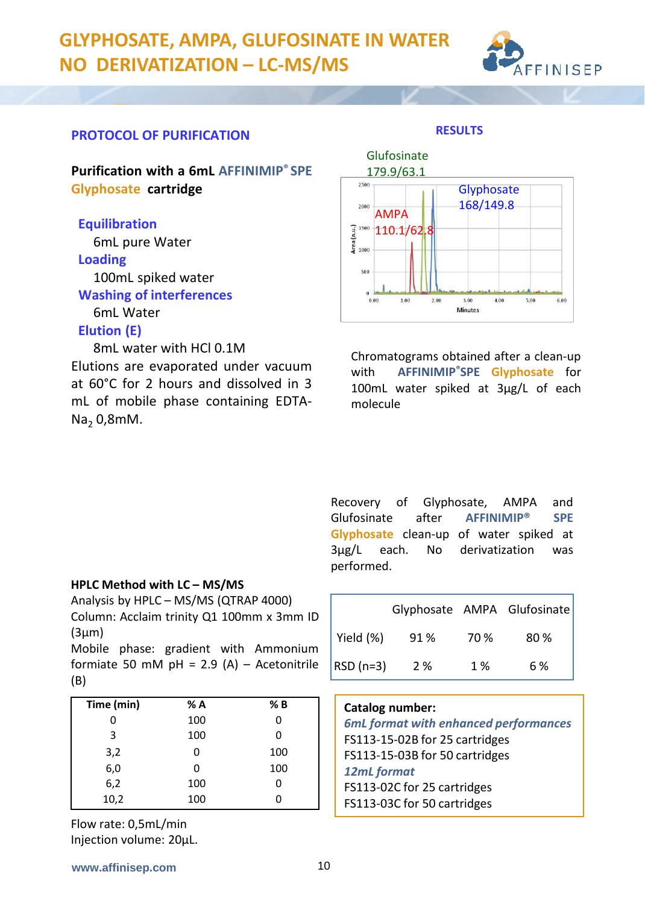# GLYPHOSATE, AMPA, GLUFOSINATE IN WATER NO DERIVATIZATION – LC-MS/MS

## PROTOCOL OF PURIFICATION

**Purification with a 6mL AFFINIMIP® SPE Glyphosate cartridge**

**Equilibration**
6mL pure Water

**Loading**
100mL spiked water

**Washing of interferences**
6mL Water

**Elution (E)**
8mL water with HCl 0.1M

Elutions are evaporated under vacuum at 60°C for 2 hours and dissolved in 3 mL of mobile phase containing EDTA-$Na_2$ 0,8mM.

## RESULTS

Glufosinate 179.9/63.1

AMPA 110.1/62.8

Glyphosate 168/149.8

Chromatograms obtained after a clean-up with AFFINIMIP®SPE Glyphosate for 100mL water spiked at 3µg/L of each molecule

Recovery of Glyphosate, AMPA and Glufosinate after AFFINIMIP® SPE Glyphosate clean-up of water spiked at 3µg/L each. No derivatization was performed.

| | Glyphosate | AMPA | Glufosinate |
|---|---|---|---|
| Yield (%) | 91 % | 70 % | 80 % |
| RSD (n=3) | 2 % | 1 % | 6 % |

### HPLC Method with LC – MS/MS

Analysis by HPLC – MS/MS (QTRAP 4000)
Column: Acclaim trinity Q1 100mm x 3mm ID (3µm)
Mobile phase: gradient with Ammonium formiate 50 mM pH = 2.9 (A) – Acetonitrile (B)

| Time (min) | % A | % B |
|---|---|---|
| 0 | 100 | 0 |
| 3 | 100 | 0 |
| 3,2 | 0 | 100 |
| 6,0 | 0 | 100 |
| 6,2 | 100 | 0 |
| 10,2 | 100 | 0 |

Flow rate: 0,5mL/min
Injection volume: 20µL.

**Catalog number:**

***6mL format with enhanced performances***
FS113-15-02B for 25 cartridges
FS113-15-03B for 50 cartridges

***12mL format***
FS113-02C for 25 cartridges
FS113-03C for 50 cartridges

www.affinisep.com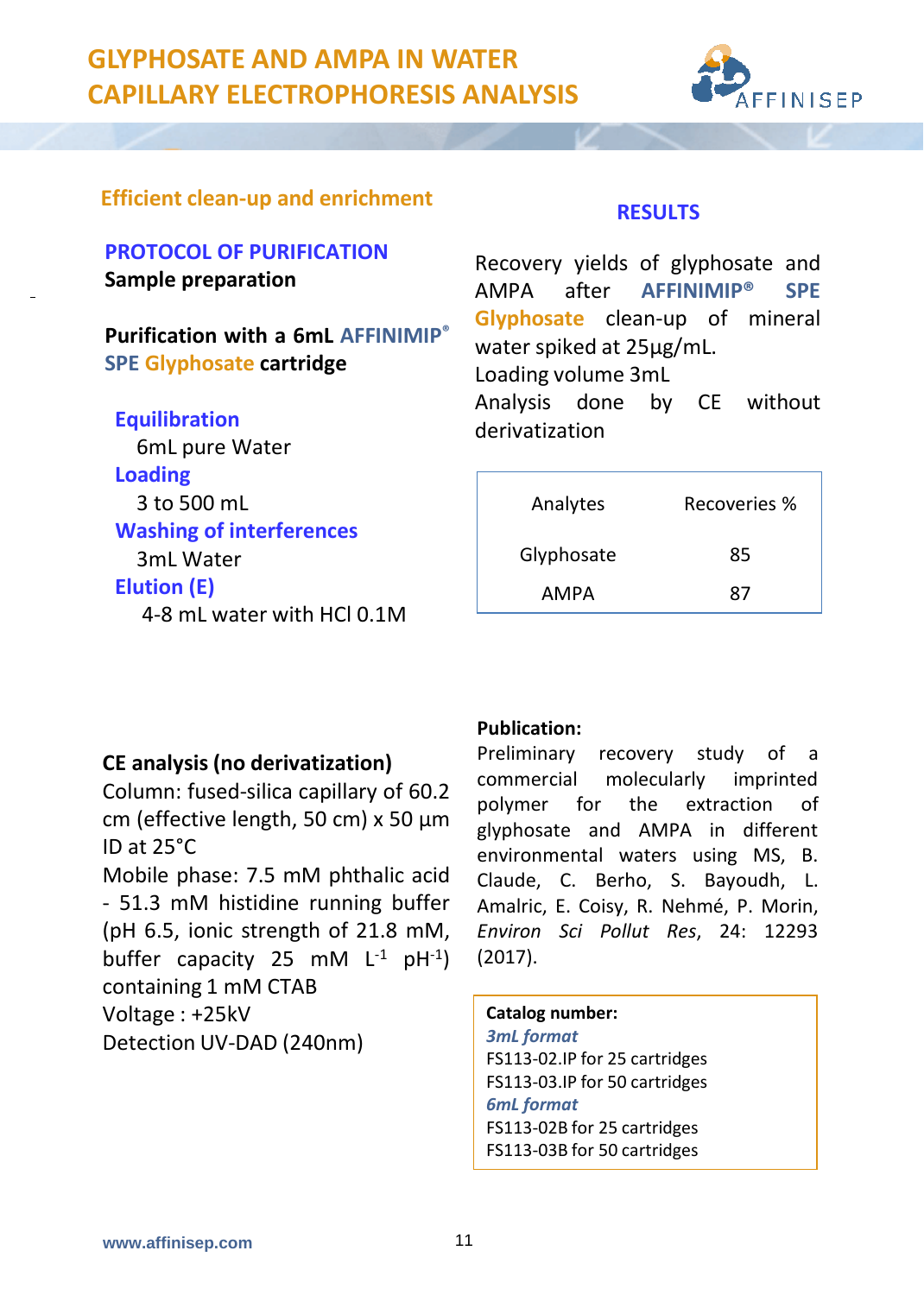# GLYPHOSATE AND AMPA IN WATER
# CAPILLARY ELECTROPHORESIS ANALYSIS

## Efficient clean-up and enrichment

### PROTOCOL OF PURIFICATION

**Sample preparation**

**Purification with a 6mL AFFINIMIP® SPE Glyphosate cartridge**

**Equilibration**
6mL pure Water

**Loading**
3 to 500 mL

**Washing of interferences**
3mL Water

**Elution (E)**
4-8 mL water with HCl 0.1M

### RESULTS

Recovery yields of glyphosate and AMPA after **AFFINIMIP® SPE Glyphosate** clean-up of mineral water spiked at 25µg/mL.
Loading volume 3mL
Analysis done by CE without derivatization

| Analytes | Recoveries % |
|---|---|
| Glyphosate | 85 |
| AMPA | 87 |

### CE analysis (no derivatization)

Column: fused-silica capillary of 60.2 cm (effective length, 50 cm) x 50 µm ID at 25°C
Mobile phase: 7.5 mM phthalic acid - 51.3 mM histidine running buffer (pH 6.5, ionic strength of 21.8 mM, buffer capacity 25 mM $L^{-1}$ $pH^{-1}$) containing 1 mM CTAB
Voltage : +25kV
Detection UV-DAD (240nm)

**Publication:**
Preliminary recovery study of a commercial molecularly imprinted polymer for the extraction of glyphosate and AMPA in different environmental waters using MS, B. Claude, C. Berho, S. Bayoudh, L. Amalric, E. Coisy, R. Nehmé, P. Morin, *Environ Sci Pollut Res*, 24: 12293 (2017).

**Catalog number:**
*3mL format*
FS113-02.IP for 25 cartridges
FS113-03.IP for 50 cartridges
*6mL format*
FS113-02B for 25 cartridges
FS113-03B for 50 cartridges

www.affinisep.com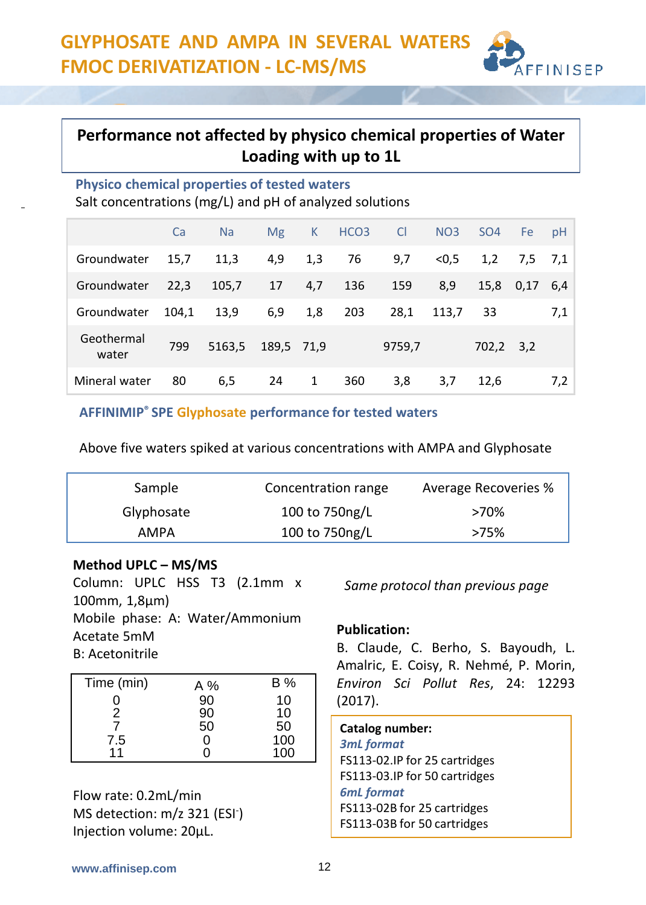# GLYPHOSATE AND AMPA IN SEVERAL WATERS FMOC DERIVATIZATION - LC-MS/MS

## Performance not affected by physico chemical properties of Water Loading with up to 1L

### Physico chemical properties of tested waters

Salt concentrations (mg/L) and pH of analyzed solutions

| | Ca | Na | Mg | K | HCO3 | Cl | NO3 | SO4 | Fe | pH |
|---|---|---|---|---|---|---|---|---|---|---|
| Groundwater | 15,7 | 11,3 | 4,9 | 1,3 | 76 | 9,7 | <0,5 | 1,2 | 7,5 | 7,1 |
| Groundwater | 22,3 | 105,7 | 17 | 4,7 | 136 | 159 | 8,9 | 15,8 | 0,17 | 6,4 |
| Groundwater | 104,1 | 13,9 | 6,9 | 1,8 | 203 | 28,1 | 113,7 | 33 | | 7,1 |
| Geothermal water | 799 | 5163,5 | 189,5 | 71,9 | | 9759,7 | | 702,2 | 3,2 | |
| Mineral water | 80 | 6,5 | 24 | 1 | 360 | 3,8 | 3,7 | 12,6 | | 7,2 |

### AFFINIMIP® SPE Glyphosate performance for tested waters

Above five waters spiked at various concentrations with AMPA and Glyphosate

| Sample | Concentration range | Average Recoveries % |
|---|---|---|
| Glyphosate | 100 to 750ng/L | >70% |
| AMPA | 100 to 750ng/L | >75% |

**Method UPLC – MS/MS**

Column: UPLC HSS T3 (2.1mm x 100mm, 1,8µm)
Mobile phase: A: Water/Ammonium Acetate 5mM
B: Acetonitrile

| Time (min) | A % | B % |
|---|---|---|
| 0 | 90 | 10 |
| 2 | 90 | 10 |
| 7 | 50 | 50 |
| 7.5 | 0 | 100 |
| 11 | 0 | 100 |

Flow rate: 0.2mL/min
MS detection: m/z 321 (ESI⁻)
Injection volume: 20µL.

*Same protocol than previous page*

**Publication:**

B. Claude, C. Berho, S. Bayoudh, L. Amalric, E. Coisy, R. Nehmé, P. Morin, *Environ Sci Pollut Res*, 24: 12293 (2017).

**Catalog number:**

***3mL format***
FS113-02.IP for 25 cartridges
FS113-03.IP for 50 cartridges

***6mL format***
FS113-02B for 25 cartridges
FS113-03B for 50 cartridges

www.affinisep.com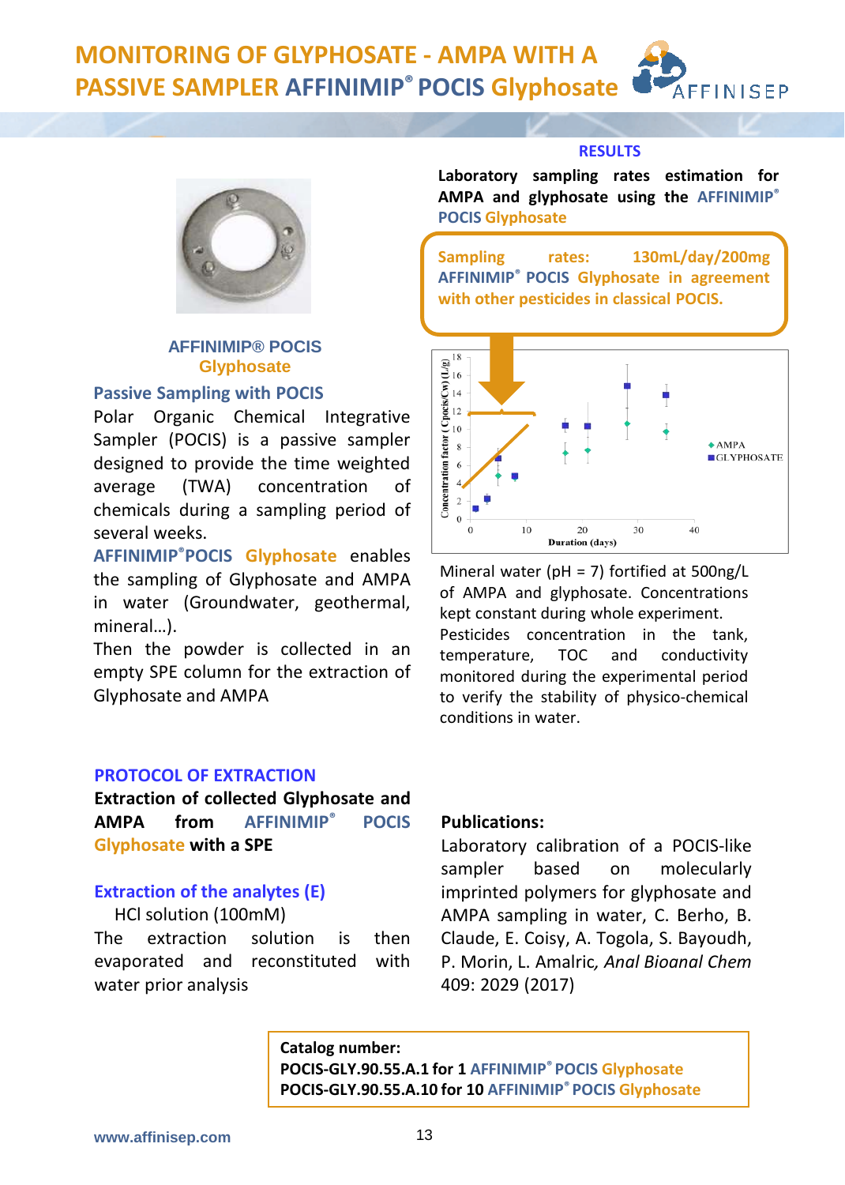# MONITORING OF GLYPHOSATE - AMPA WITH A PASSIVE SAMPLER AFFINIMIP® POCIS Glyphosate

**AFFINIMIP® POCIS Glyphosate**

### Passive Sampling with POCIS

Polar Organic Chemical Integrative Sampler (POCIS) is a passive sampler designed to provide the time weighted average (TWA) concentration of chemicals during a sampling period of several weeks.

AFFINIMIP®POCIS Glyphosate enables the sampling of Glyphosate and AMPA in water (Groundwater, geothermal, mineral…).

Then the powder is collected in an empty SPE column for the extraction of Glyphosate and AMPA

### PROTOCOL OF EXTRACTION

**Extraction of collected Glyphosate and AMPA from AFFINIMIP® POCIS Glyphosate with a SPE**

### Extraction of the analytes (E)

HCl solution (100mM)

The extraction solution is then evaporated and reconstituted with water prior analysis

### RESULTS

**Laboratory sampling rates estimation for AMPA and glyphosate using the AFFINIMIP® POCIS Glyphosate**

**Sampling rates: 130mL/day/200mg AFFINIMIP® POCIS Glyphosate in agreement with other pesticides in classical POCIS.**

Mineral water (pH = 7) fortified at 500ng/L of AMPA and glyphosate. Concentrations kept constant during whole experiment. Pesticides concentration in the tank, temperature, TOC and conductivity monitored during the experimental period to verify the stability of physico-chemical conditions in water.

**Publications:**

Laboratory calibration of a POCIS-like sampler based on molecularly imprinted polymers for glyphosate and AMPA sampling in water, C. Berho, B. Claude, E. Coisy, A. Togola, S. Bayoudh, P. Morin, L. Amalric, *Anal Bioanal Chem* 409: 2029 (2017)

**Catalog number:**
**POCIS-GLY.90.55.A.1 for 1 AFFINIMIP® POCIS Glyphosate**
**POCIS-GLY.90.55.A.10 for 10 AFFINIMIP® POCIS Glyphosate**

www.affinisep.com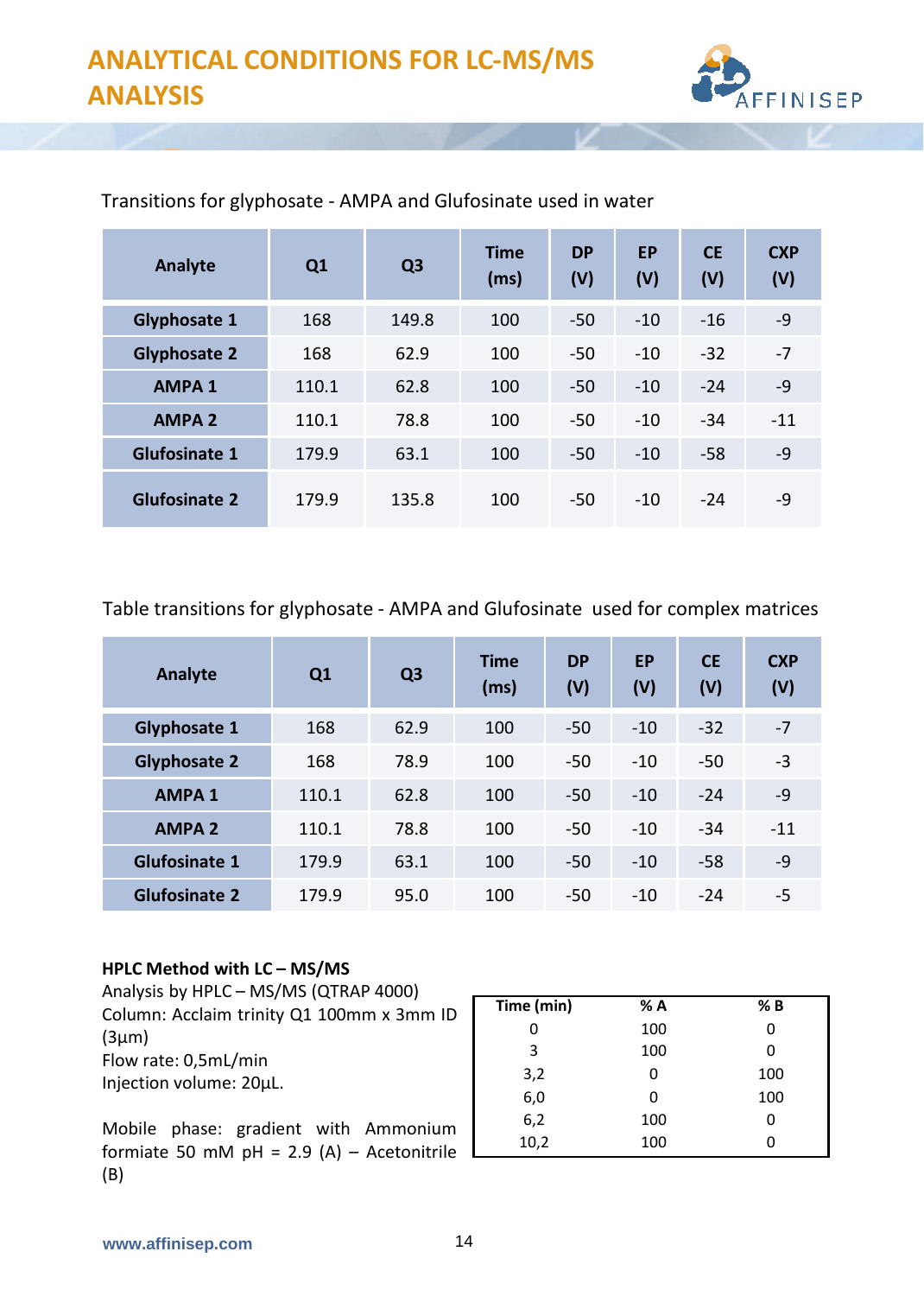# ANALYTICAL CONDITIONS FOR LC-MS/MS ANALYSIS

Transitions for glyphosate - AMPA and Glufosinate used in water

| Analyte | Q1 | Q3 | Time (ms) | DP (V) | EP (V) | CE (V) | CXP (V) |
|---|---|---|---|---|---|---|---|
| Glyphosate 1 | 168 | 149.8 | 100 | -50 | -10 | -16 | -9 |
| Glyphosate 2 | 168 | 62.9 | 100 | -50 | -10 | -32 | -7 |
| AMPA 1 | 110.1 | 62.8 | 100 | -50 | -10 | -24 | -9 |
| AMPA 2 | 110.1 | 78.8 | 100 | -50 | -10 | -34 | -11 |
| Glufosinate 1 | 179.9 | 63.1 | 100 | -50 | -10 | -58 | -9 |
| Glufosinate 2 | 179.9 | 135.8 | 100 | -50 | -10 | -24 | -9 |

Table transitions for glyphosate - AMPA and Glufosinate used for complex matrices

| Analyte | Q1 | Q3 | Time (ms) | DP (V) | EP (V) | CE (V) | CXP (V) |
|---|---|---|---|---|---|---|---|
| Glyphosate 1 | 168 | 62.9 | 100 | -50 | -10 | -32 | -7 |
| Glyphosate 2 | 168 | 78.9 | 100 | -50 | -10 | -50 | -3 |
| AMPA 1 | 110.1 | 62.8 | 100 | -50 | -10 | -24 | -9 |
| AMPA 2 | 110.1 | 78.8 | 100 | -50 | -10 | -34 | -11 |
| Glufosinate 1 | 179.9 | 63.1 | 100 | -50 | -10 | -58 | -9 |
| Glufosinate 2 | 179.9 | 95.0 | 100 | -50 | -10 | -24 | -5 |

**HPLC Method with LC – MS/MS**

Analysis by HPLC – MS/MS (QTRAP 4000)
Column: Acclaim trinity Q1 100mm x 3mm ID (3µm)
Flow rate: 0,5mL/min
Injection volume: 20µL.

Mobile phase: gradient with Ammonium formiate 50 mM pH = 2.9 (A) – Acetonitrile (B)

| Time (min) | % A | % B |
|---|---|---|
| 0 | 100 | 0 |
| 3 | 100 | 0 |
| 3,2 | 0 | 100 |
| 6,0 | 0 | 100 |
| 6,2 | 100 | 0 |
| 10,2 | 100 | 0 |

www.affinisep.com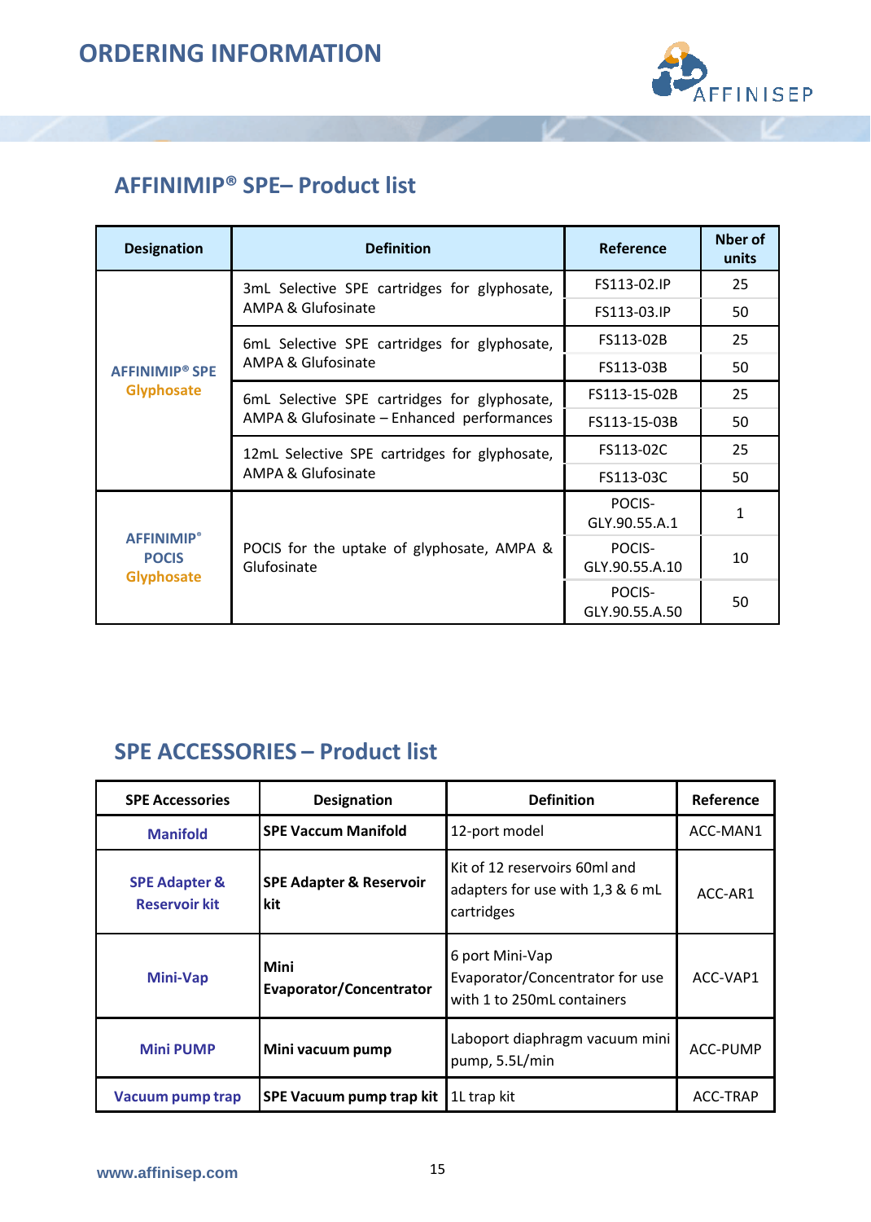# ORDERING INFORMATION

## AFFINIMIP® SPE– Product list

| Designation | Definition | Reference | Nber of units |
|---|---|---|---|
| AFFINIMIP® SPE Glyphosate | 3mL Selective SPE cartridges for glyphosate, AMPA & Glufosinate | FS113-02.IP | 25 |
| | | FS113-03.IP | 50 |
| | 6mL Selective SPE cartridges for glyphosate, AMPA & Glufosinate | FS113-02B | 25 |
| | | FS113-03B | 50 |
| | 6mL Selective SPE cartridges for glyphosate, AMPA & Glufosinate – Enhanced performances | FS113-15-02B | 25 |
| | | FS113-15-03B | 50 |
| | 12mL Selective SPE cartridges for glyphosate, AMPA & Glufosinate | FS113-02C | 25 |
| | | FS113-03C | 50 |
| AFFINIMIP® POCIS Glyphosate | POCIS for the uptake of glyphosate, AMPA & Glufosinate | POCIS-GLY.90.55.A.1 | 1 |
| | | POCIS-GLY.90.55.A.10 | 10 |
| | | POCIS-GLY.90.55.A.50 | 50 |

## SPE ACCESSORIES – Product list

| SPE Accessories | Designation | Definition | Reference |
|---|---|---|---|
| Manifold | **SPE Vaccum Manifold** | 12-port model | ACC-MAN1 |
| SPE Adapter & Reservoir kit | **SPE Adapter & Reservoir kit** | Kit of 12 reservoirs 60ml and adapters for use with 1,3 & 6 mL cartridges | ACC-AR1 |
| Mini-Vap | **Mini Evaporator/Concentrator** | 6 port Mini-Vap Evaporator/Concentrator for use with 1 to 250mL containers | ACC-VAP1 |
| Mini PUMP | **Mini vacuum pump** | Laboport diaphragm vacuum mini pump, 5.5L/min | ACC-PUMP |
| Vacuum pump trap | **SPE Vacuum pump trap kit** | 1L trap kit | ACC-TRAP |

www.affinisep.com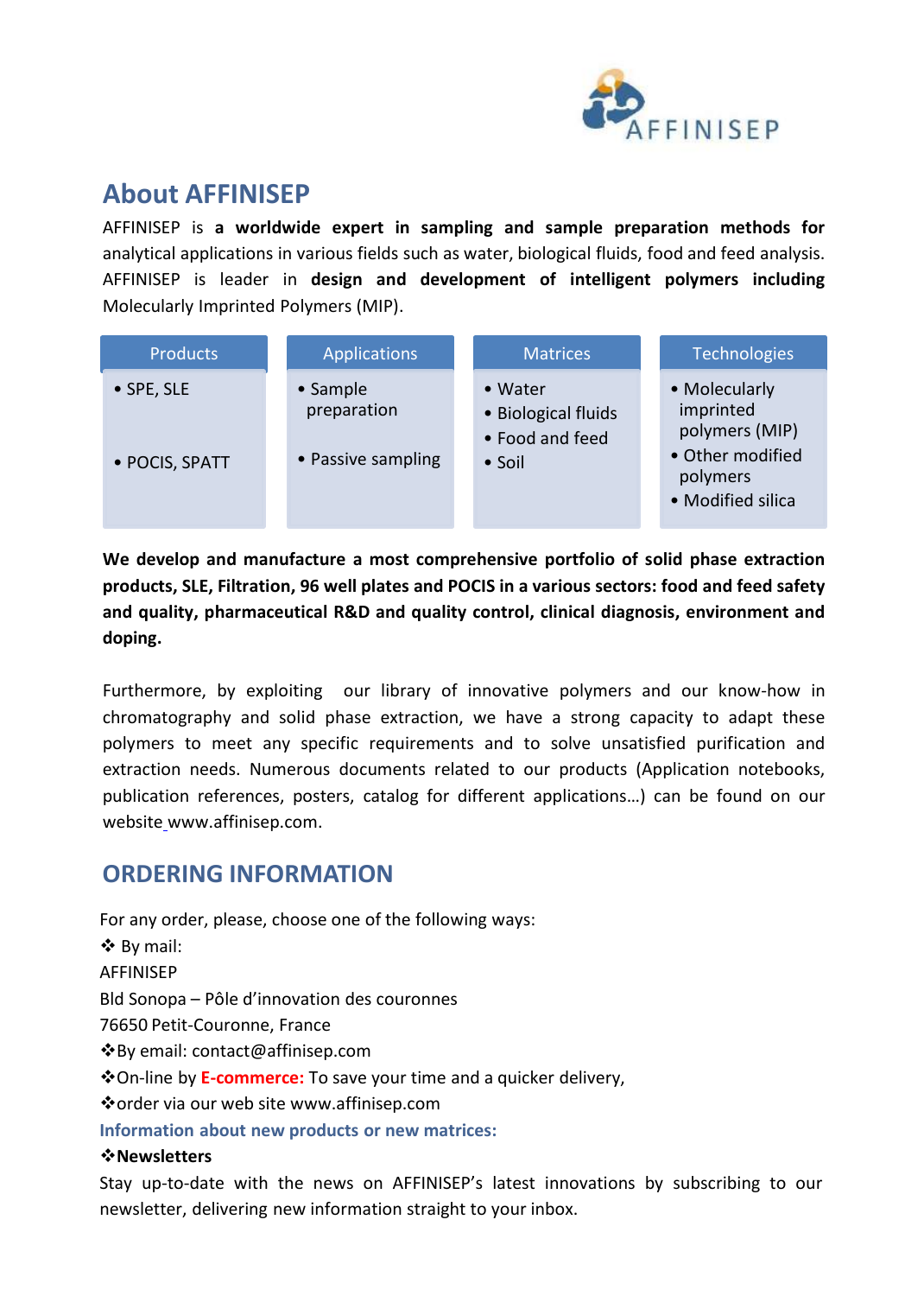## About AFFINISEP

AFFINISEP is **a worldwide expert in sampling and sample preparation methods for** analytical applications in various fields such as water, biological fluids, food and feed analysis. AFFINISEP is leader in **design and development of intelligent polymers including** Molecularly Imprinted Polymers (MIP).

| Products | Applications | Matrices | Technologies |
|---|---|---|---|
| • SPE, SLE<br>• POCIS, SPATT | • Sample preparation<br>• Passive sampling | • Water<br>• Biological fluids<br>• Food and feed<br>• Soil | • Molecularly imprinted polymers (MIP)<br>• Other modified polymers<br>• Modified silica |

**We develop and manufacture a most comprehensive portfolio of solid phase extraction products, SLE, Filtration, 96 well plates and POCIS in a various sectors: food and feed safety and quality, pharmaceutical R&D and quality control, clinical diagnosis, environment and doping.**

Furthermore, by exploiting our library of innovative polymers and our know-how in chromatography and solid phase extraction, we have a strong capacity to adapt these polymers to meet any specific requirements and to solve unsatisfied purification and extraction needs. Numerous documents related to our products (Application notebooks, publication references, posters, catalog for different applications…) can be found on our website www.affinisep.com.

## ORDERING INFORMATION

For any order, please, choose one of the following ways:

❖ By mail:
AFFINISEP
Bld Sonopa – Pôle d'innovation des couronnes
76650 Petit-Couronne, France

❖By email: contact@affinisep.com

❖On-line by **E-commerce:** To save your time and a quicker delivery,

❖order via our web site www.affinisep.com

**Information about new products or new matrices:**

❖**Newsletters**

Stay up-to-date with the news on AFFINISEP's latest innovations by subscribing to our newsletter, delivering new information straight to your inbox.